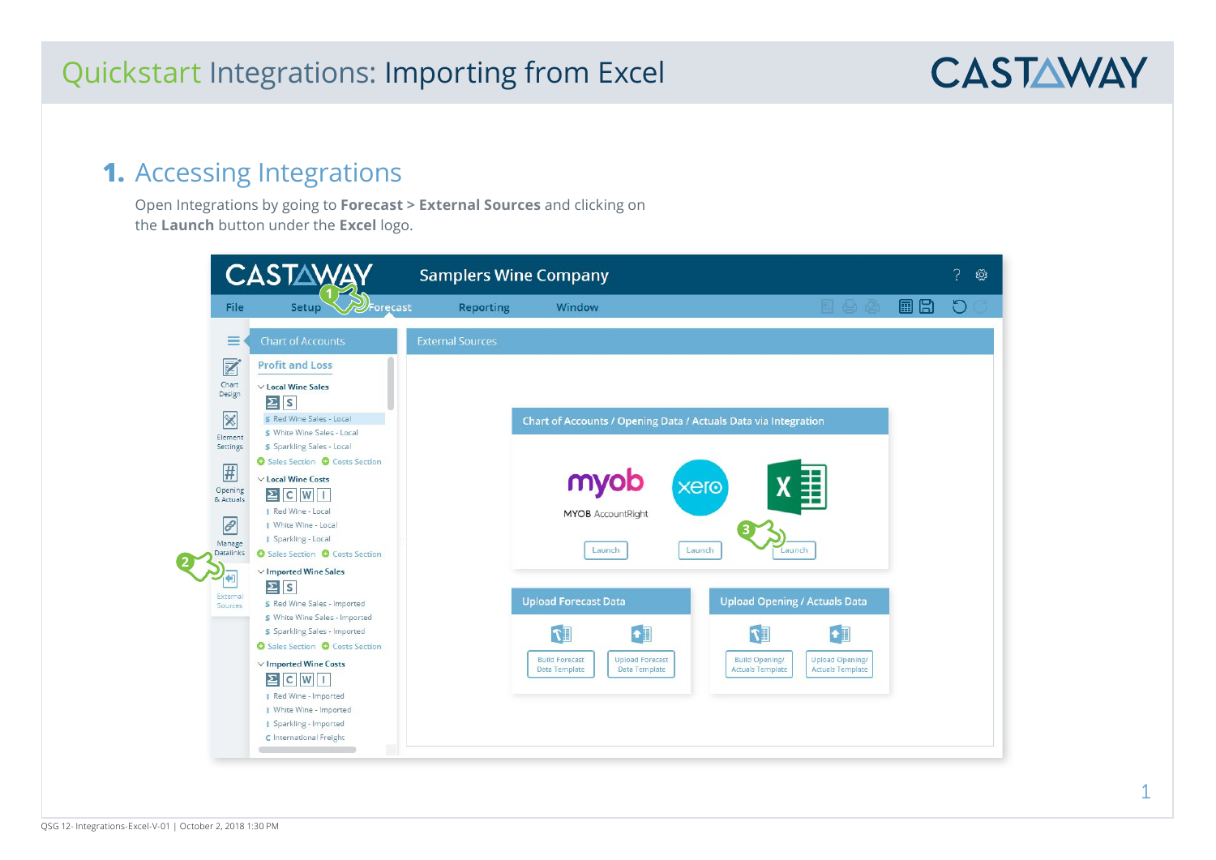## 1. Accessing Integrations

Open Integrations by going to **Forecast** > **External Sources** and clicking on the **Launch** button under the **Excel** logo.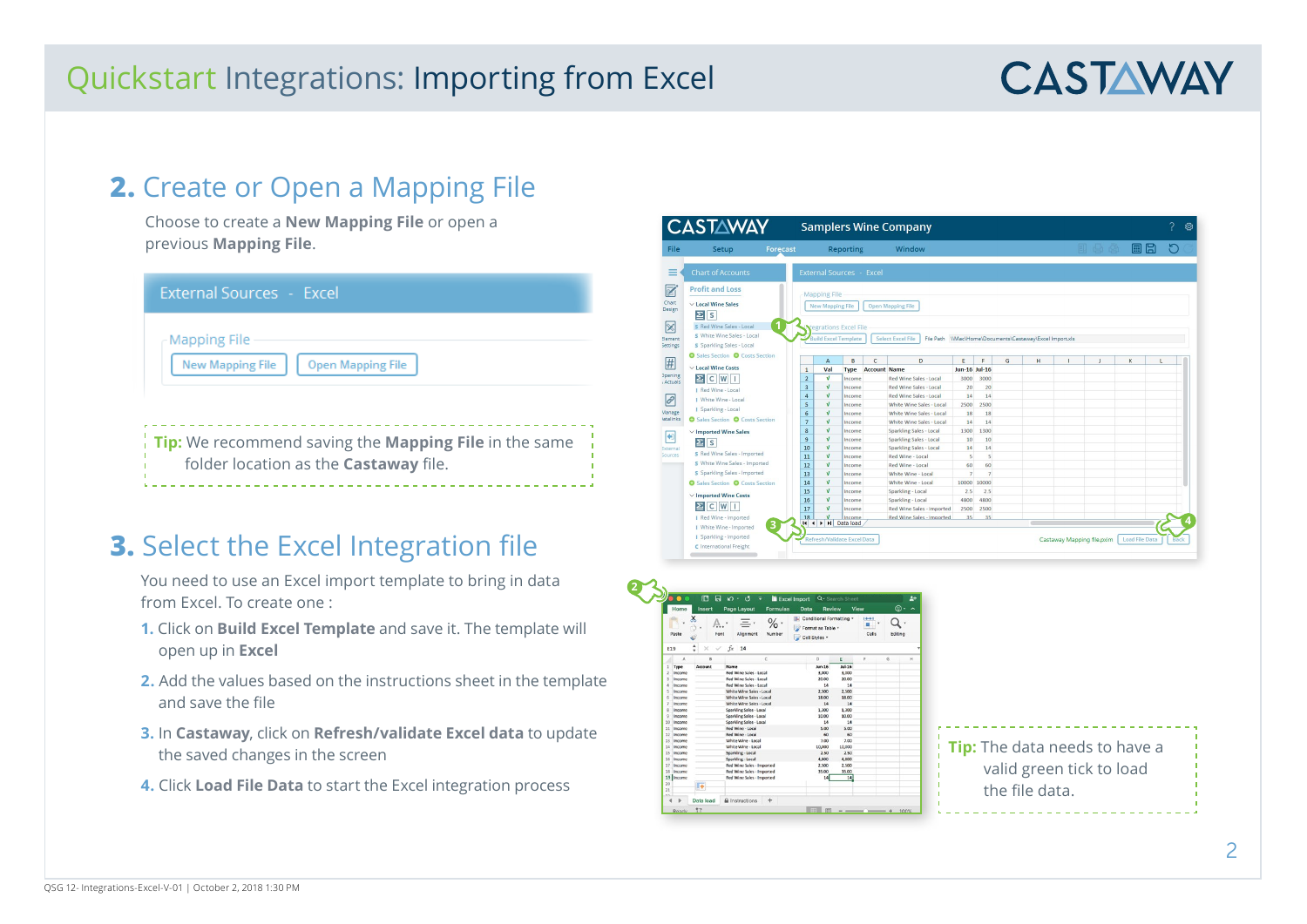# Quickstart Integrations: Importing from Excel

## 2. Create or Open a Mapping File

Choose to create a **New Mapping File** or open a previous **Mapping File**.

External Sources - Excel

Mapping File

New Mapping File | Open Mapping File

**Tip:** We recommend saving the **Mapping File** in the same folder location as the **Castaway** file.

## 3. Select the Excel Integration file

You need to use an Excel import template to bring in data from Excel. To create one :

1. Click on **Build Excel Template** and save it. The template will open up in **Excel**
2. Add the values based on the instructions sheet in the template and save the file
3. In **Castaway**, click on **Refresh/validate Excel data** to update the saved changes in the screen
4. Click **Load File Data** to start the Excel integration process

**Tip:** The data needs to have a valid green tick to load the file data.

QSG 12- Integrations-Excel-V-01 | October 2, 2018 1:30 PM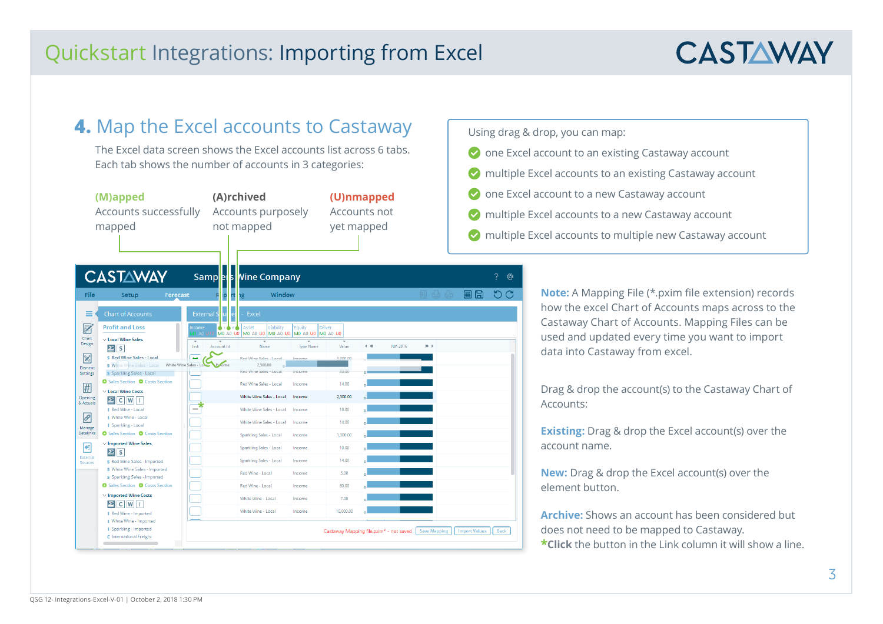## 4. Map the Excel accounts to Castaway

The Excel data screen shows the Excel accounts list across 6 tabs. Each tab shows the number of accounts in 3 categories:

**(M)apped**
Accounts successfully mapped

**(A)rchived**
Accounts purposely not mapped

**(U)nmapped**
Accounts not yet mapped

Using drag & drop, you can map:

- one Excel account to an existing Castaway account
- multiple Excel accounts to an existing Castaway account
- one Excel account to a new Castaway account
- multiple Excel accounts to a new Castaway account
- multiple Excel accounts to multiple new Castaway account

**Note:** A Mapping File (*.pxim file extension) records how the excel Chart of Accounts maps across to the Castaway Chart of Accounts. Mapping Files can be used and updated every time you want to import data into Castaway from excel.

Drag & drop the account(s) to the Castaway Chart of Accounts:

**Existing:** Drag & drop the Excel account(s) over the account name.

**New:** Drag & drop the Excel account(s) over the element button.

**Archive:** Shows an account has been considered but does not need to be mapped to Castaway.
***Click** the button in the Link column it will show a line.

QSG 12- Integrations-Excel-V-01 | October 2, 2018 1:30 PM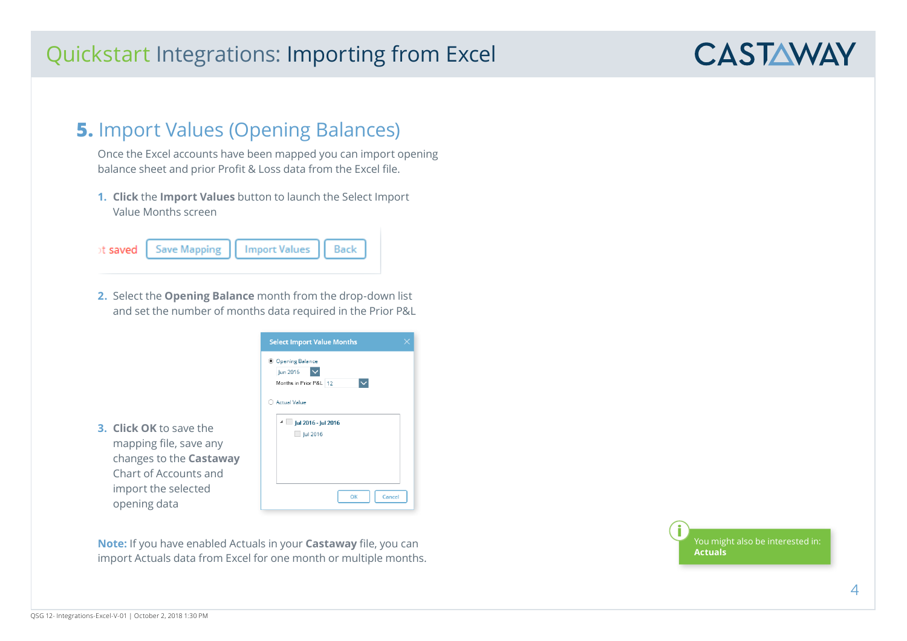## 5. Import Values (Opening Balances)

Once the Excel accounts have been mapped you can import opening balance sheet and prior Profit & Loss data from the Excel file.

1. **Click** the **Import Values** button to launch the Select Import Value Months screen

2. Select the **Opening Balance** month from the drop-down list and set the number of months data required in the Prior P&L

3. **Click OK** to save the mapping file, save any changes to the **Castaway** Chart of Accounts and import the selected opening data

**Note:** If you have enabled Actuals in your **Castaway** file, you can import Actuals data from Excel for one month or multiple months.

You might also be interested in: **Actuals**